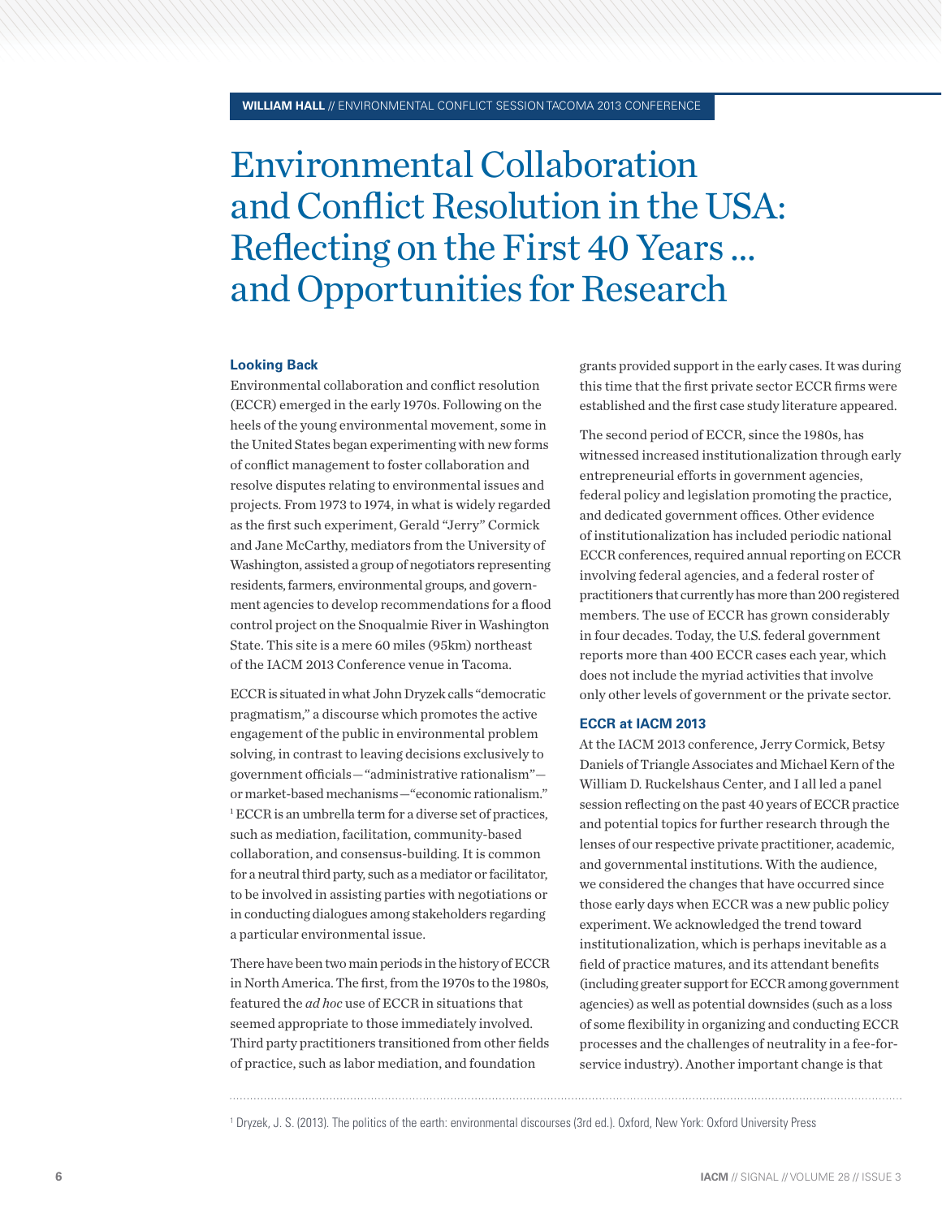**WILLIAM HALL** // ENVIRONMENTAL CONFLICT SESSION TACOMA 2013 CONFERENCE

# Environmental Collaboration and Conflict Resolution in the USA: Reflecting on the First 40 Years ... and Opportunities for Research

## Looking Back

Environmental collaboration and conflict resolution (ECCR) emerged in the early 1970s. Following on the heels of the young environmental movement, some in the United States began experimenting with new forms of conflict management to foster collaboration and resolve disputes relating to environmental issues and projects. From 1973 to 1974, in what is widely regarded as the first such experiment, Gerald "Jerry" Cormick and Jane McCarthy, mediators from the University of Washington, assisted a group of negotiators representing residents, farmers, environmental groups, and government agencies to develop recommendations for a flood control project on the Snoqualmie River in Washington State. This site is a mere 60 miles (95km) northeast of the IACM 2013 Conference venue in Tacoma.

ECCR is situated in what John Dryzek calls "democratic pragmatism," a discourse which promotes the active engagement of the public in environmental problem solving, in contrast to leaving decisions exclusively to government officials—"administrative rationalism"—or market-based mechanisms—"economic rationalism."[1] ECCR is an umbrella term for a diverse set of practices, such as mediation, facilitation, community-based collaboration, and consensus-building. It is common for a neutral third party, such as a mediator or facilitator, to be involved in assisting parties with negotiations or in conducting dialogues among stakeholders regarding a particular environmental issue.

There have been two main periods in the history of ECCR in North America. The first, from the 1970s to the 1980s, featured the *ad hoc* use of ECCR in situations that seemed appropriate to those immediately involved. Third party practitioners transitioned from other fields of practice, such as labor mediation, and foundation grants provided support in the early cases. It was during this time that the first private sector ECCR firms were established and the first case study literature appeared.

The second period of ECCR, since the 1980s, has witnessed increased institutionalization through early entrepreneurial efforts in government agencies, federal policy and legislation promoting the practice, and dedicated government offices. Other evidence of institutionalization has included periodic national ECCR conferences, required annual reporting on ECCR involving federal agencies, and a federal roster of practitioners that currently has more than 200 registered members. The use of ECCR has grown considerably in four decades. Today, the U.S. federal government reports more than 400 ECCR cases each year, which does not include the myriad activities that involve only other levels of government or the private sector.

## ECCR at IACM 2013

At the IACM 2013 conference, Jerry Cormick, Betsy Daniels of Triangle Associates and Michael Kern of the William D. Ruckelshaus Center, and I all led a panel session reflecting on the past 40 years of ECCR practice and potential topics for further research through the lenses of our respective private practitioner, academic, and governmental institutions. With the audience, we considered the changes that have occurred since those early days when ECCR was a new public policy experiment. We acknowledged the trend toward institutionalization, which is perhaps inevitable as a field of practice matures, and its attendant benefits (including greater support for ECCR among government agencies) as well as potential downsides (such as a loss of some flexibility in organizing and conducting ECCR processes and the challenges of neutrality in a fee-for-service industry). Another important change is that

---

[1] Dryzek, J. S. (2013). The politics of the earth: environmental discourses (3rd ed.). Oxford, New York: Oxford University Press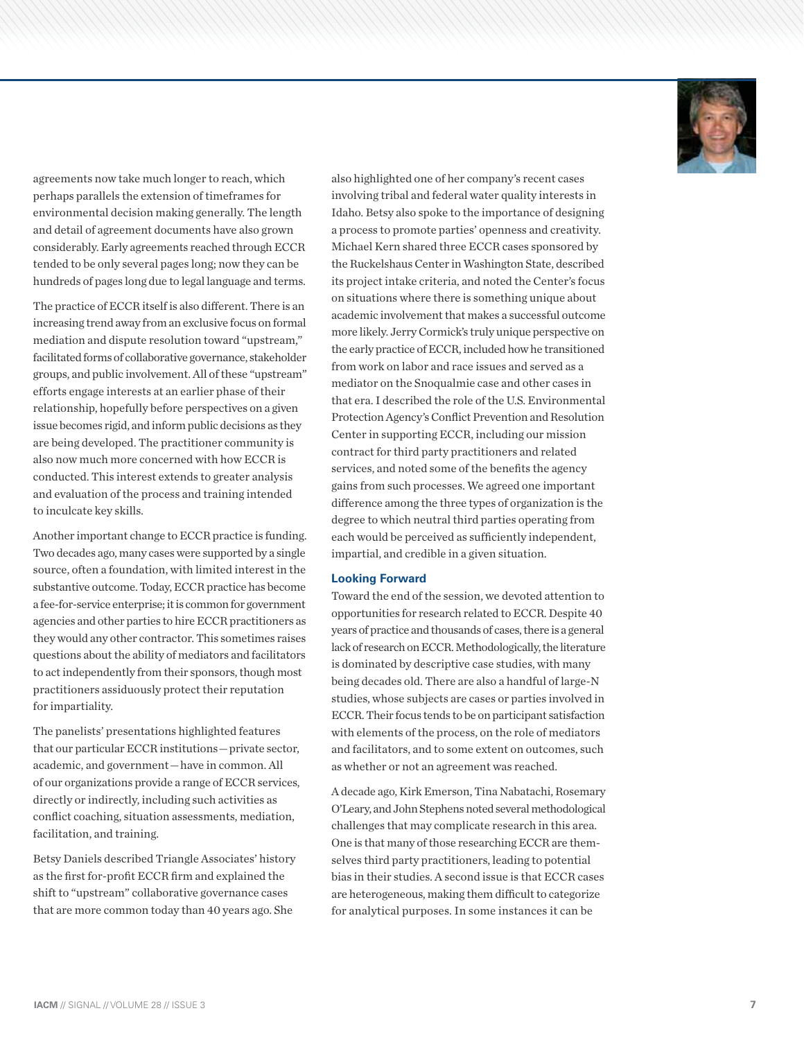agreements now take much longer to reach, which perhaps parallels the extension of timeframes for environmental decision making generally. The length and detail of agreement documents have also grown considerably. Early agreements reached through ECCR tended to be only several pages long; now they can be hundreds of pages long due to legal language and terms.

The practice of ECCR itself is also different. There is an increasing trend away from an exclusive focus on formal mediation and dispute resolution toward "upstream," facilitated forms of collaborative governance, stakeholder groups, and public involvement. All of these "upstream" efforts engage interests at an earlier phase of their relationship, hopefully before perspectives on a given issue becomes rigid, and inform public decisions as they are being developed. The practitioner community is also now much more concerned with how ECCR is conducted. This interest extends to greater analysis and evaluation of the process and training intended to inculcate key skills.

Another important change to ECCR practice is funding. Two decades ago, many cases were supported by a single source, often a foundation, with limited interest in the substantive outcome. Today, ECCR practice has become a fee-for-service enterprise; it is common for government agencies and other parties to hire ECCR practitioners as they would any other contractor. This sometimes raises questions about the ability of mediators and facilitators to act independently from their sponsors, though most practitioners assiduously protect their reputation for impartiality.

The panelists' presentations highlighted features that our particular ECCR institutions—private sector, academic, and government—have in common. All of our organizations provide a range of ECCR services, directly or indirectly, including such activities as conflict coaching, situation assessments, mediation, facilitation, and training.

Betsy Daniels described Triangle Associates' history as the first for-profit ECCR firm and explained the shift to "upstream" collaborative governance cases that are more common today than 40 years ago. She also highlighted one of her company's recent cases involving tribal and federal water quality interests in Idaho. Betsy also spoke to the importance of designing a process to promote parties' openness and creativity. Michael Kern shared three ECCR cases sponsored by the Ruckelshaus Center in Washington State, described its project intake criteria, and noted the Center's focus on situations where there is something unique about academic involvement that makes a successful outcome more likely. Jerry Cormick's truly unique perspective on the early practice of ECCR, included how he transitioned from work on labor and race issues and served as a mediator on the Snoqualmie case and other cases in that era. I described the role of the U.S. Environmental Protection Agency's Conflict Prevention and Resolution Center in supporting ECCR, including our mission contract for third party practitioners and related services, and noted some of the benefits the agency gains from such processes. We agreed one important difference among the three types of organization is the degree to which neutral third parties operating from each would be perceived as sufficiently independent, impartial, and credible in a given situation.

### Looking Forward

Toward the end of the session, we devoted attention to opportunities for research related to ECCR. Despite 40 years of practice and thousands of cases, there is a general lack of research on ECCR. Methodologically, the literature is dominated by descriptive case studies, with many being decades old. There are also a handful of large-N studies, whose subjects are cases or parties involved in ECCR. Their focus tends to be on participant satisfaction with elements of the process, on the role of mediators and facilitators, and to some extent on outcomes, such as whether or not an agreement was reached.

A decade ago, Kirk Emerson, Tina Nabatachi, Rosemary O'Leary, and John Stephens noted several methodological challenges that may complicate research in this area. One is that many of those researching ECCR are themselves third party practitioners, leading to potential bias in their studies. A second issue is that ECCR cases are heterogeneous, making them difficult to categorize for analytical purposes. In some instances it can be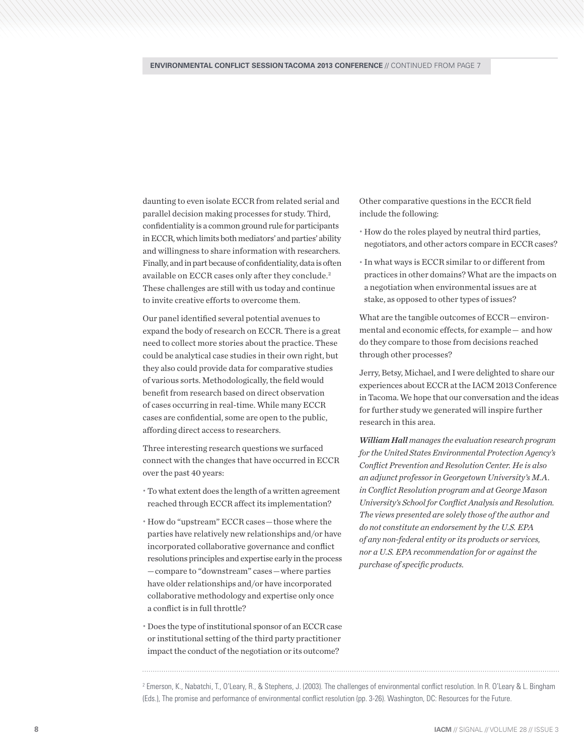daunting to even isolate ECCR from related serial and parallel decision making processes for study. Third, confidentiality is a common ground rule for participants in ECCR, which limits both mediators' and parties' ability and willingness to share information with researchers. Finally, and in part because of confidentiality, data is often available on ECCR cases only after they conclude.[2] These challenges are still with us today and continue to invite creative efforts to overcome them.

Our panel identified several potential avenues to expand the body of research on ECCR. There is a great need to collect more stories about the practice. These could be analytical case studies in their own right, but they also could provide data for comparative studies of various sorts. Methodologically, the field would benefit from research based on direct observation of cases occurring in real-time. While many ECCR cases are confidential, some are open to the public, affording direct access to researchers.

Three interesting research questions we surfaced connect with the changes that have occurred in ECCR over the past 40 years:

- To what extent does the length of a written agreement reached through ECCR affect its implementation?
- How do "upstream" ECCR cases—those where the parties have relatively new relationships and/or have incorporated collaborative governance and conflict resolutions principles and expertise early in the process—compare to "downstream" cases—where parties have older relationships and/or have incorporated collaborative methodology and expertise only once a conflict is in full throttle?
- Does the type of institutional sponsor of an ECCR case or institutional setting of the third party practitioner impact the conduct of the negotiation or its outcome?

Other comparative questions in the ECCR field include the following:

- How do the roles played by neutral third parties, negotiators, and other actors compare in ECCR cases?
- In what ways is ECCR similar to or different from practices in other domains? What are the impacts on a negotiation when environmental issues are at stake, as opposed to other types of issues?

What are the tangible outcomes of ECCR—environmental and economic effects, for example— and how do they compare to those from decisions reached through other processes?

Jerry, Betsy, Michael, and I were delighted to share our experiences about ECCR at the IACM 2013 Conference in Tacoma. We hope that our conversation and the ideas for further study we generated will inspire further research in this area.

***William Hall*** *manages the evaluation research program for the United States Environmental Protection Agency's Conflict Prevention and Resolution Center. He is also an adjunct professor in Georgetown University's M.A. in Conflict Resolution program and at George Mason University's School for Conflict Analysis and Resolution. The views presented are solely those of the author and do not constitute an endorsement by the U.S. EPA of any non-federal entity or its products or services, nor a U.S. EPA recommendation for or against the purchase of specific products.*

---

[2] Emerson, K., Nabatchi, T., O'Leary, R., & Stephens, J. (2003). The challenges of environmental conflict resolution. In R. O'Leary & L. Bingham (Eds.), The promise and performance of environmental conflict resolution (pp. 3-26). Washington, DC: Resources for the Future.